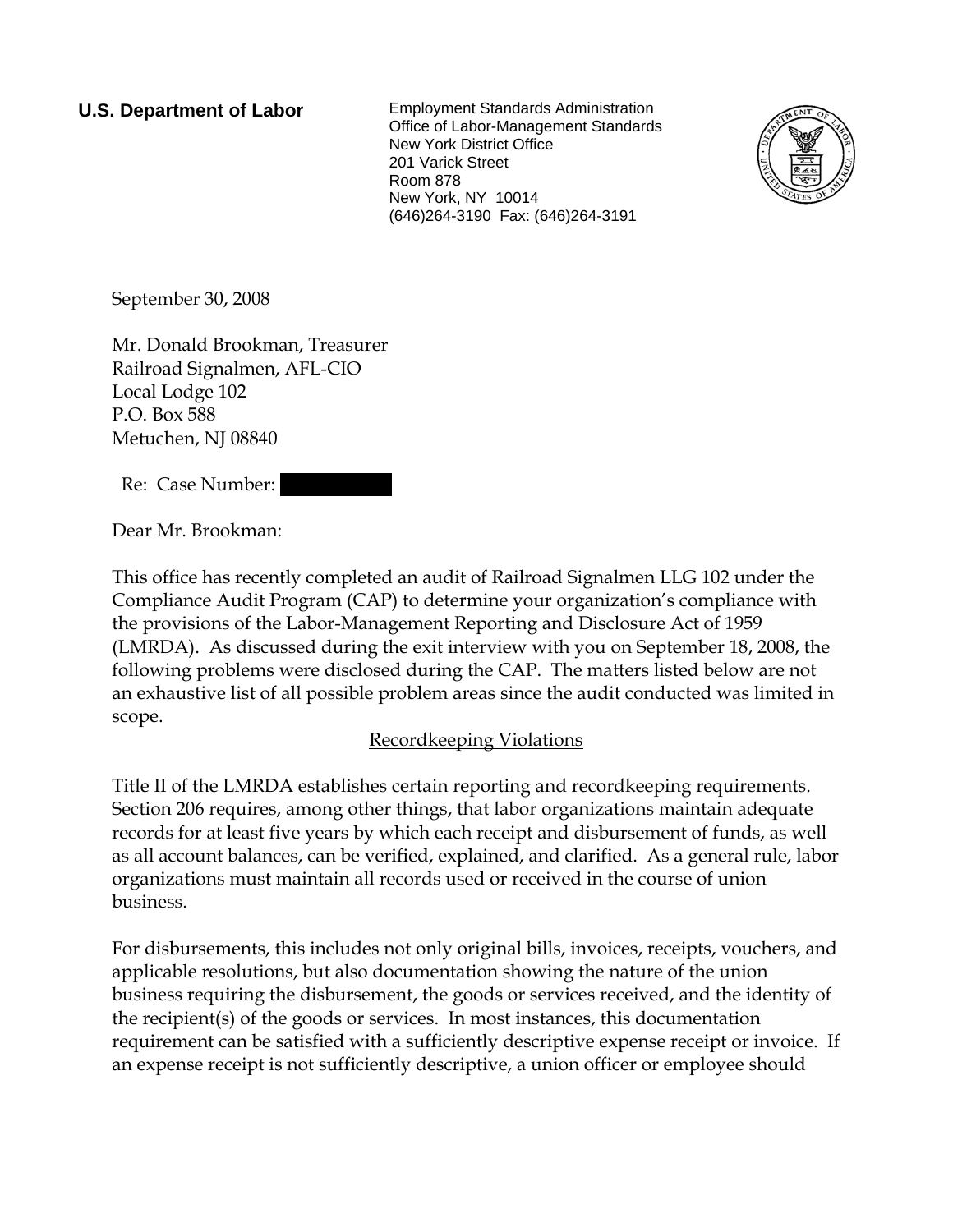**U.S. Department of Labor**

Employment Standards Administration
Office of Labor-Management Standards
New York District Office
201 Varick Street
Room 878
New York, NY 10014
(646)264-3190 Fax: (646)264-3191

September 30, 2008

Mr. Donald Brookman, Treasurer
Railroad Signalmen, AFL-CIO
Local Lodge 102
P.O. Box 588
Metuchen, NJ 08840

Re: Case Number: [REDACTED]

Dear Mr. Brookman:

This office has recently completed an audit of Railroad Signalmen LLG 102 under the Compliance Audit Program (CAP) to determine your organization's compliance with the provisions of the Labor-Management Reporting and Disclosure Act of 1959 (LMRDA). As discussed during the exit interview with you on September 18, 2008, the following problems were disclosed during the CAP. The matters listed below are not an exhaustive list of all possible problem areas since the audit conducted was limited in scope.

## Recordkeeping Violations

Title II of the LMRDA establishes certain reporting and recordkeeping requirements. Section 206 requires, among other things, that labor organizations maintain adequate records for at least five years by which each receipt and disbursement of funds, as well as all account balances, can be verified, explained, and clarified. As a general rule, labor organizations must maintain all records used or received in the course of union business.

For disbursements, this includes not only original bills, invoices, receipts, vouchers, and applicable resolutions, but also documentation showing the nature of the union business requiring the disbursement, the goods or services received, and the identity of the recipient(s) of the goods or services. In most instances, this documentation requirement can be satisfied with a sufficiently descriptive expense receipt or invoice. If an expense receipt is not sufficiently descriptive, a union officer or employee should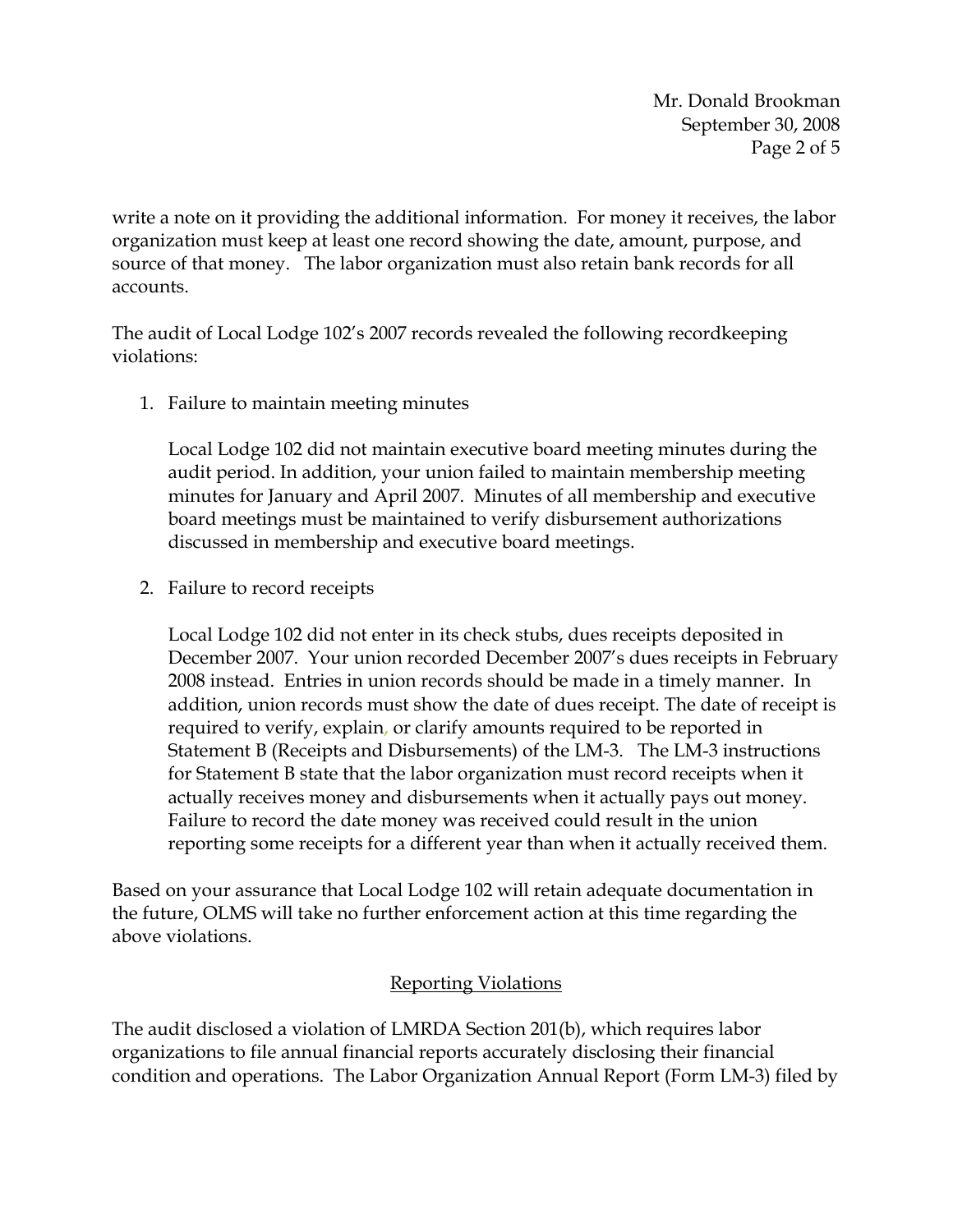write a note on it providing the additional information. For money it receives, the labor organization must keep at least one record showing the date, amount, purpose, and source of that money. The labor organization must also retain bank records for all accounts.

The audit of Local Lodge 102's 2007 records revealed the following recordkeeping violations:

1. Failure to maintain meeting minutes

   Local Lodge 102 did not maintain executive board meeting minutes during the audit period. In addition, your union failed to maintain membership meeting minutes for January and April 2007. Minutes of all membership and executive board meetings must be maintained to verify disbursement authorizations discussed in membership and executive board meetings.

2. Failure to record receipts

   Local Lodge 102 did not enter in its check stubs, dues receipts deposited in December 2007. Your union recorded December 2007's dues receipts in February 2008 instead. Entries in union records should be made in a timely manner. In addition, union records must show the date of dues receipt. The date of receipt is required to verify, explain, or clarify amounts required to be reported in Statement B (Receipts and Disbursements) of the LM-3. The LM-3 instructions for Statement B state that the labor organization must record receipts when it actually receives money and disbursements when it actually pays out money. Failure to record the date money was received could result in the union reporting some receipts for a different year than when it actually received them.

Based on your assurance that Local Lodge 102 will retain adequate documentation in the future, OLMS will take no further enforcement action at this time regarding the above violations.

## Reporting Violations

The audit disclosed a violation of LMRDA Section 201(b), which requires labor organizations to file annual financial reports accurately disclosing their financial condition and operations. The Labor Organization Annual Report (Form LM-3) filed by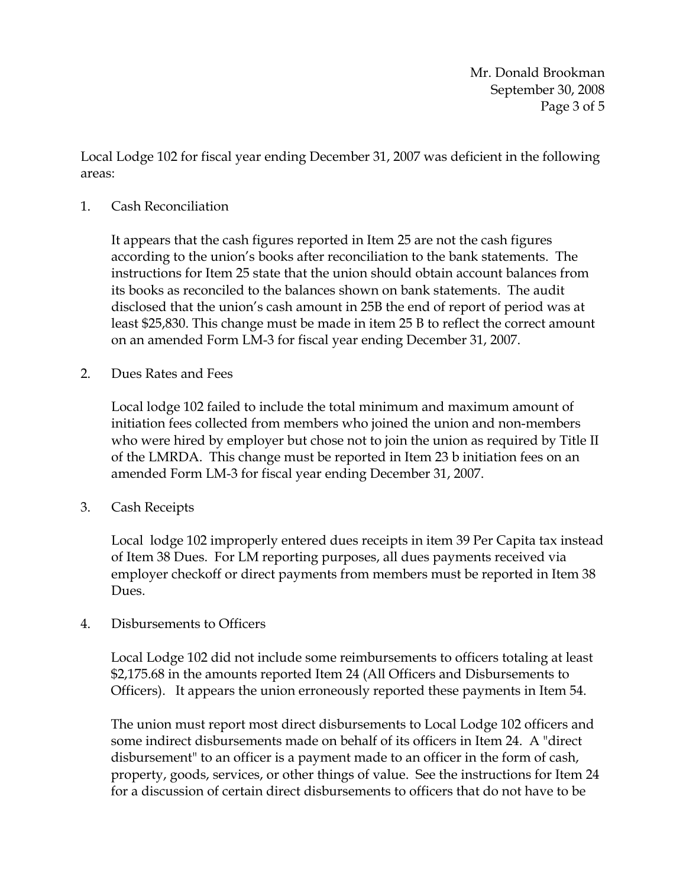Local Lodge 102 for fiscal year ending December 31, 2007 was deficient in the following areas:

1. Cash Reconciliation

   It appears that the cash figures reported in Item 25 are not the cash figures according to the union's books after reconciliation to the bank statements. The instructions for Item 25 state that the union should obtain account balances from its books as reconciled to the balances shown on bank statements. The audit disclosed that the union's cash amount in 25B the end of report of period was at least $25,830. This change must be made in item 25 B to reflect the correct amount on an amended Form LM-3 for fiscal year ending December 31, 2007.

2. Dues Rates and Fees

   Local lodge 102 failed to include the total minimum and maximum amount of initiation fees collected from members who joined the union and non-members who were hired by employer but chose not to join the union as required by Title II of the LMRDA. This change must be reported in Item 23 b initiation fees on an amended Form LM-3 for fiscal year ending December 31, 2007.

3. Cash Receipts

   Local lodge 102 improperly entered dues receipts in item 39 Per Capita tax instead of Item 38 Dues. For LM reporting purposes, all dues payments received via employer checkoff or direct payments from members must be reported in Item 38 Dues.

4. Disbursements to Officers

   Local Lodge 102 did not include some reimbursements to officers totaling at least $2,175.68 in the amounts reported Item 24 (All Officers and Disbursements to Officers). It appears the union erroneously reported these payments in Item 54.

   The union must report most direct disbursements to Local Lodge 102 officers and some indirect disbursements made on behalf of its officers in Item 24. A "direct disbursement" to an officer is a payment made to an officer in the form of cash, property, goods, services, or other things of value. See the instructions for Item 24 for a discussion of certain direct disbursements to officers that do not have to be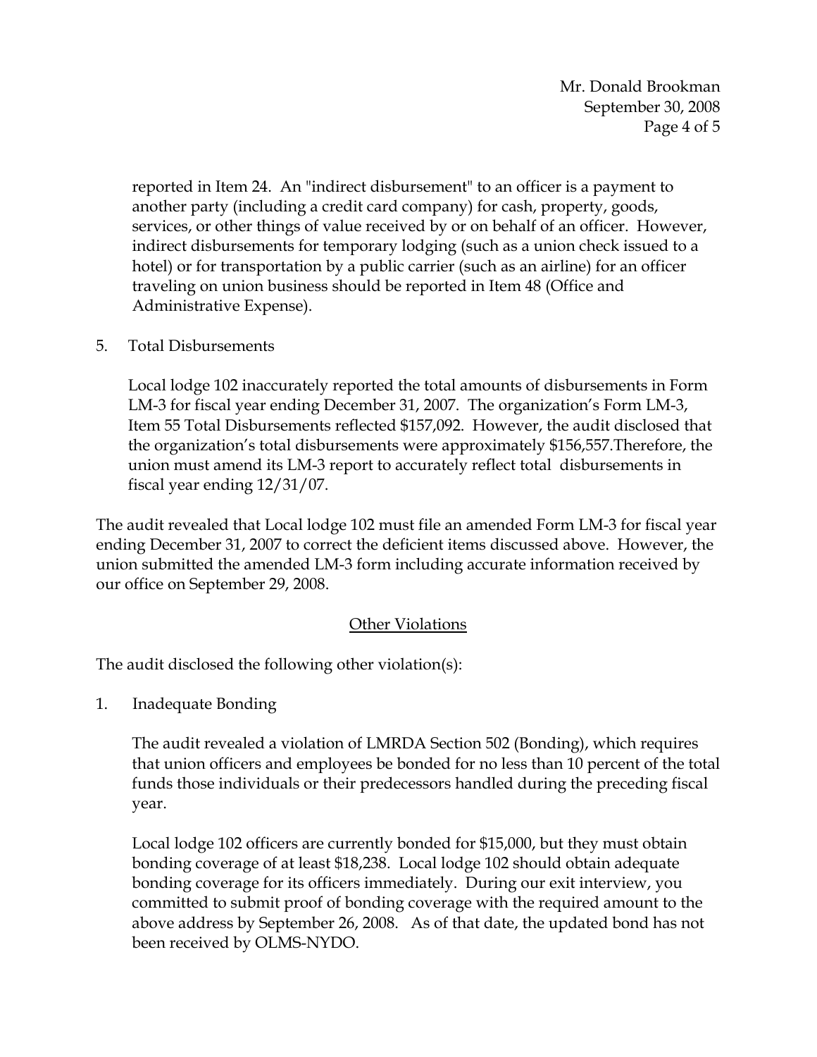reported in Item 24. An "indirect disbursement" to an officer is a payment to another party (including a credit card company) for cash, property, goods, services, or other things of value received by or on behalf of an officer. However, indirect disbursements for temporary lodging (such as a union check issued to a hotel) or for transportation by a public carrier (such as an airline) for an officer traveling on union business should be reported in Item 48 (Office and Administrative Expense).

5. Total Disbursements

   Local lodge 102 inaccurately reported the total amounts of disbursements in Form LM-3 for fiscal year ending December 31, 2007. The organization's Form LM-3, Item 55 Total Disbursements reflected $157,092. However, the audit disclosed that the organization's total disbursements were approximately $156,557.Therefore, the union must amend its LM-3 report to accurately reflect total disbursements in fiscal year ending 12/31/07.

The audit revealed that Local lodge 102 must file an amended Form LM-3 for fiscal year ending December 31, 2007 to correct the deficient items discussed above. However, the union submitted the amended LM-3 form including accurate information received by our office on September 29, 2008.

## Other Violations

The audit disclosed the following other violation(s):

1. Inadequate Bonding

   The audit revealed a violation of LMRDA Section 502 (Bonding), which requires that union officers and employees be bonded for no less than 10 percent of the total funds those individuals or their predecessors handled during the preceding fiscal year.

   Local lodge 102 officers are currently bonded for $15,000, but they must obtain bonding coverage of at least $18,238. Local lodge 102 should obtain adequate bonding coverage for its officers immediately. During our exit interview, you committed to submit proof of bonding coverage with the required amount to the above address by September 26, 2008. As of that date, the updated bond has not been received by OLMS-NYDO.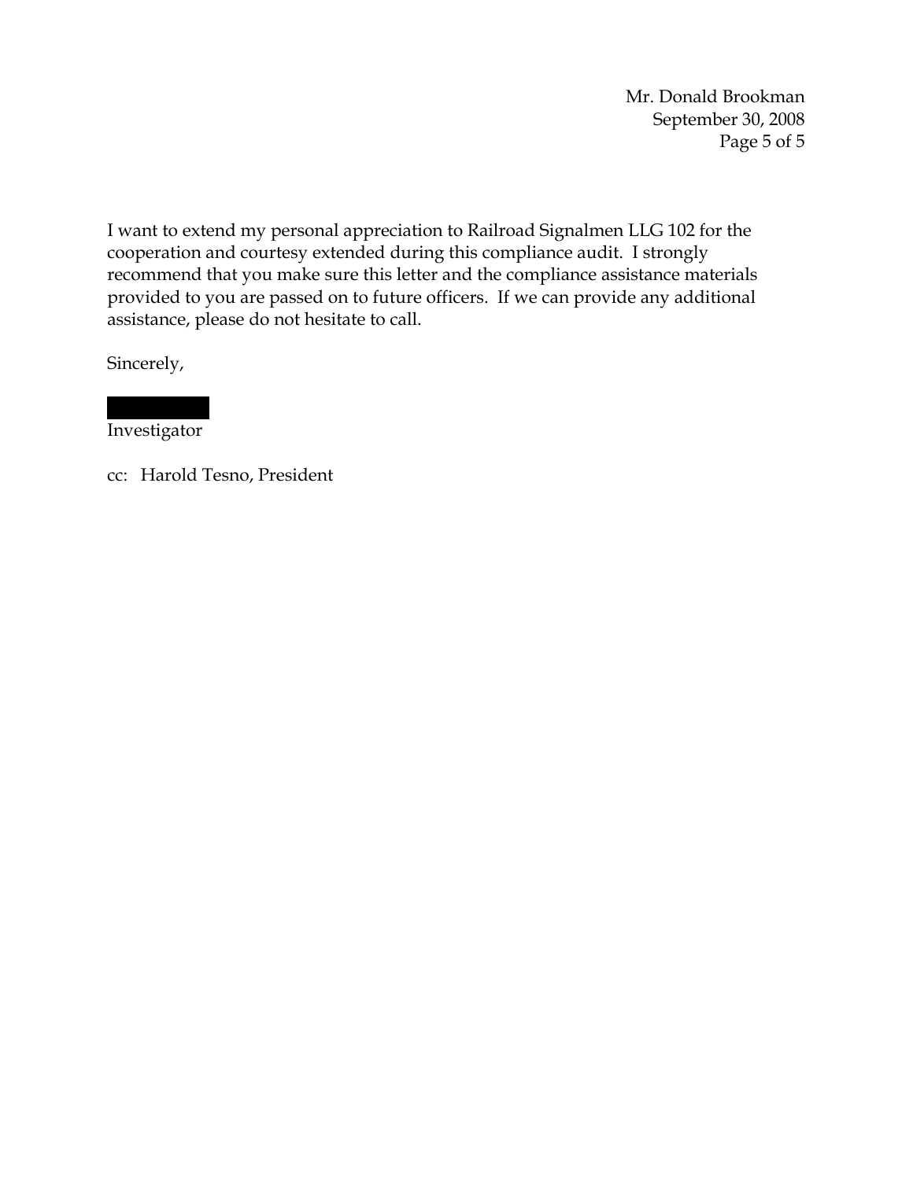I want to extend my personal appreciation to Railroad Signalmen LLG 102 for the cooperation and courtesy extended during this compliance audit. I strongly recommend that you make sure this letter and the compliance assistance materials provided to you are passed on to future officers. If we can provide any additional assistance, please do not hesitate to call.

Sincerely,

Investigator

cc: Harold Tesno, President